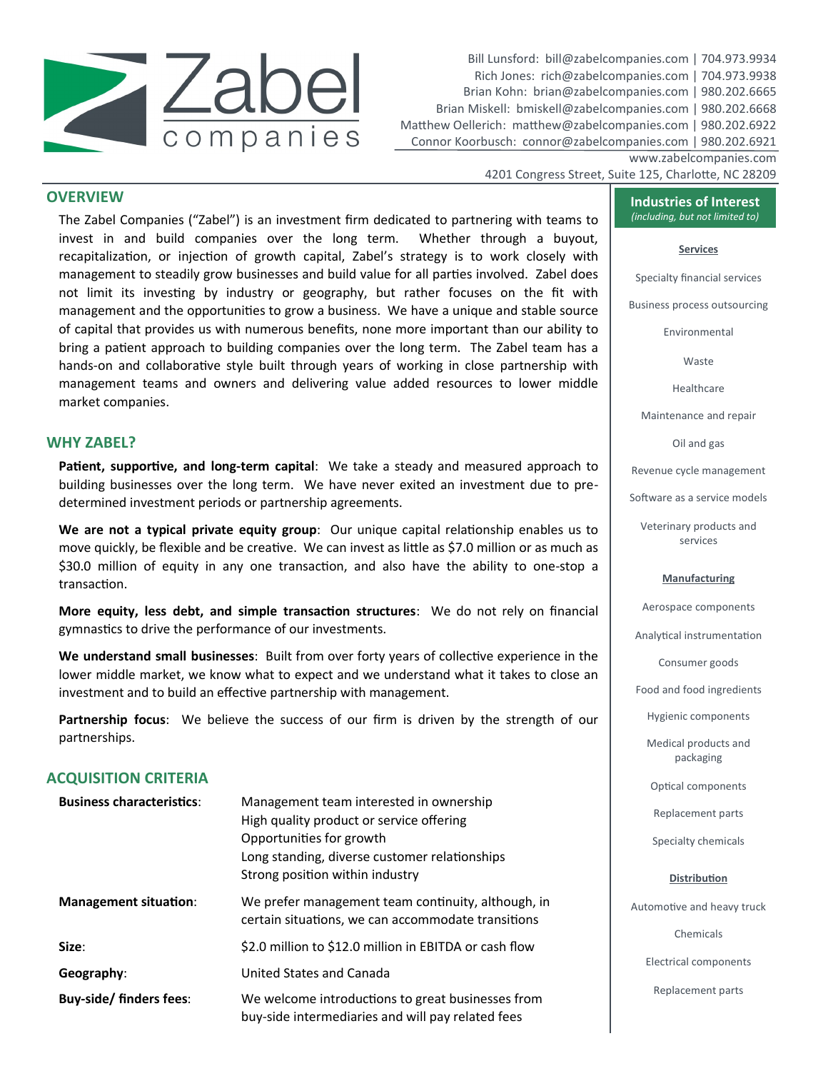# Zabel companies

Bill Lunsford: bill@zabelcompanies.com | 704.973.9934
Rich Jones: rich@zabelcompanies.com | 704.973.9938
Brian Kohn: brian@zabelcompanies.com | 980.202.6665
Brian Miskell: bmiskell@zabelcompanies.com | 980.202.6668
Matthew Oellerich: matthew@zabelcompanies.com | 980.202.6922
Connor Koorbusch: connor@zabelcompanies.com | 980.202.6921
www.zabelcompanies.com
4201 Congress Street, Suite 125, Charlotte, NC 28209

## OVERVIEW

The Zabel Companies ("Zabel") is an investment firm dedicated to partnering with teams to invest in and build companies over the long term. Whether through a buyout, recapitalization, or injection of growth capital, Zabel's strategy is to work closely with management to steadily grow businesses and build value for all parties involved. Zabel does not limit its investing by industry or geography, but rather focuses on the fit with management and the opportunities to grow a business. We have a unique and stable source of capital that provides us with numerous benefits, none more important than our ability to bring a patient approach to building companies over the long term. The Zabel team has a hands-on and collaborative style built through years of working in close partnership with management teams and owners and delivering value added resources to lower middle market companies.

## WHY ZABEL?

**Patient, supportive, and long-term capital**: We take a steady and measured approach to building businesses over the long term. We have never exited an investment due to pre-determined investment periods or partnership agreements.

**We are not a typical private equity group**: Our unique capital relationship enables us to move quickly, be flexible and be creative. We can invest as little as $7.0 million or as much as $30.0 million of equity in any one transaction, and also have the ability to one-stop a transaction.

**More equity, less debt, and simple transaction structures**: We do not rely on financial gymnastics to drive the performance of our investments.

**We understand small businesses**: Built from over forty years of collective experience in the lower middle market, we know what to expect and we understand what it takes to close an investment and to build an effective partnership with management.

**Partnership focus**: We believe the success of our firm is driven by the strength of our partnerships.

## ACQUISITION CRITERIA

**Business characteristics**:
- Management team interested in ownership
- High quality product or service offering
- Opportunities for growth
- Long standing, diverse customer relationships
- Strong position within industry

**Management situation**: We prefer management team continuity, although, in certain situations, we can accommodate transitions

**Size**: $2.0 million to $12.0 million in EBITDA or cash flow

**Geography**: United States and Canada

**Buy-side/ finders fees**: We welcome introductions to great businesses from buy-side intermediaries and will pay related fees

## Industries of Interest

*(including, but not limited to)*

**Services**

- Specialty financial services
- Business process outsourcing
- Environmental
- Waste
- Healthcare
- Maintenance and repair
- Oil and gas
- Revenue cycle management
- Software as a service models
- Veterinary products and services

**Manufacturing**

- Aerospace components
- Analytical instrumentation
- Consumer goods
- Food and food ingredients
- Hygienic components
- Medical products and packaging
- Optical components
- Replacement parts
- Specialty chemicals

**Distribution**

- Automotive and heavy truck
- Chemicals
- Electrical components
- Replacement parts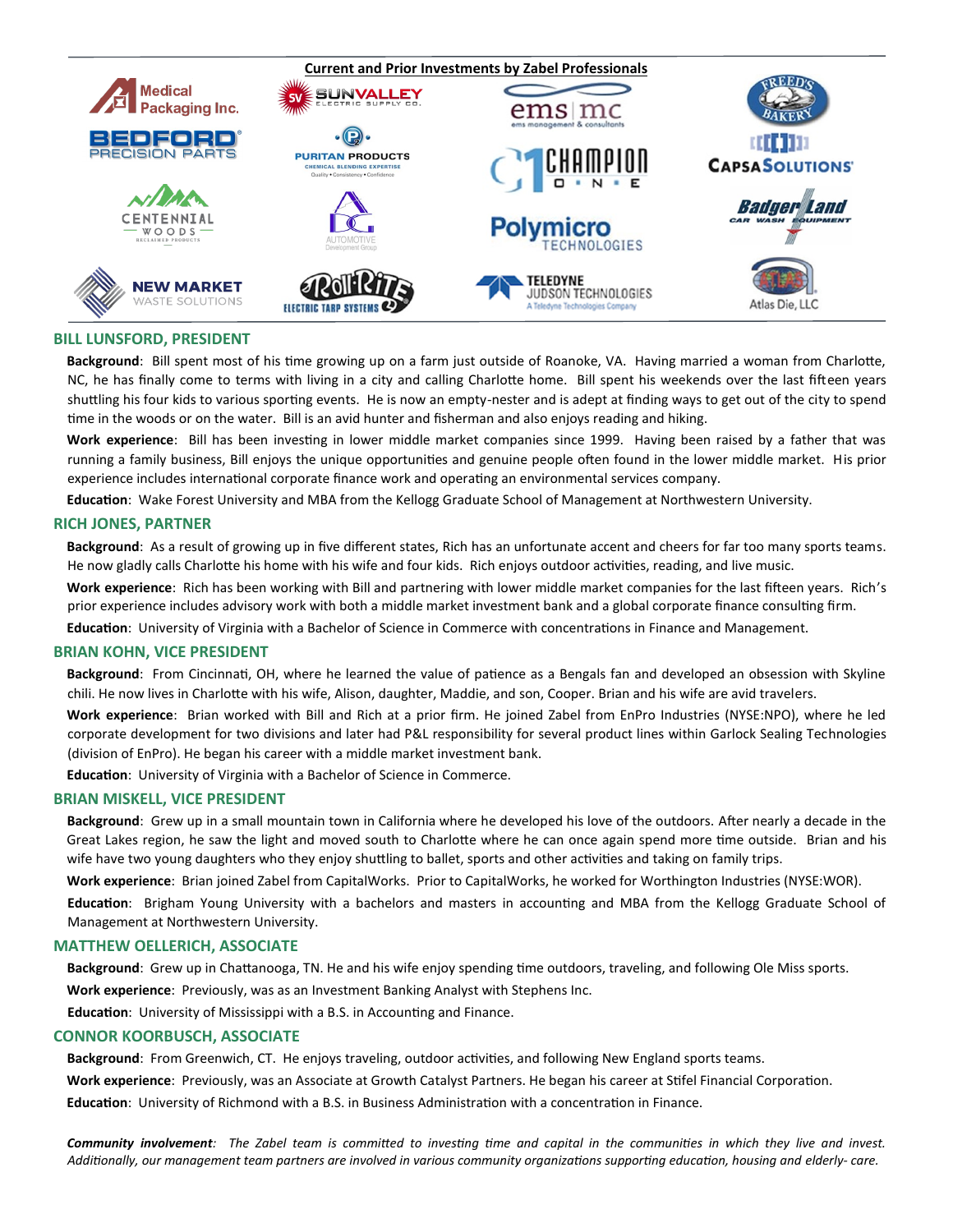**Current and Prior Investments by Zabel Professionals**

Medical Packaging Inc.
SUNVALLEY ELECTRIC SUPPLY CO.
ems|mc ems management & consultants
FREED'S BAKERY
BEDFORD PRECISION PARTS
PURITAN PRODUCTS CHEMICAL BLENDING EXPERTISE Quality • Consistency • Confidence
CHAMPION O•N•E
CAPSASOLUTIONS
CENTENNIAL WOODS RECLAIMED PRODUCTS
AUTOMOTIVE Development Group
Polymicro TECHNOLOGIES
Badger Land CAR WASH EQUIPMENT
NEW MARKET WASTE SOLUTIONS
Roll-Rite ELECTRIC TARP SYSTEMS
TELEDYNE JUDSON TECHNOLOGIES A Teledyne Technologies Company
Atlas Die, LLC

## BILL LUNSFORD, PRESIDENT

**Background**: Bill spent most of his time growing up on a farm just outside of Roanoke, VA. Having married a woman from Charlotte, NC, he has finally come to terms with living in a city and calling Charlotte home. Bill spent his weekends over the last fifteen years shuttling his four kids to various sporting events. He is now an empty-nester and is adept at finding ways to get out of the city to spend time in the woods or on the water. Bill is an avid hunter and fisherman and also enjoys reading and hiking.

**Work experience**: Bill has been investing in lower middle market companies since 1999. Having been raised by a father that was running a family business, Bill enjoys the unique opportunities and genuine people often found in the lower middle market. His prior experience includes international corporate finance work and operating an environmental services company.

**Education**: Wake Forest University and MBA from the Kellogg Graduate School of Management at Northwestern University.

## RICH JONES, PARTNER

**Background**: As a result of growing up in five different states, Rich has an unfortunate accent and cheers for far too many sports teams. He now gladly calls Charlotte his home with his wife and four kids. Rich enjoys outdoor activities, reading, and live music.

**Work experience**: Rich has been working with Bill and partnering with lower middle market companies for the last fifteen years. Rich's prior experience includes advisory work with both a middle market investment bank and a global corporate finance consulting firm.

**Education**: University of Virginia with a Bachelor of Science in Commerce with concentrations in Finance and Management.

## BRIAN KOHN, VICE PRESIDENT

**Background**: From Cincinnati, OH, where he learned the value of patience as a Bengals fan and developed an obsession with Skyline chili. He now lives in Charlotte with his wife, Alison, daughter, Maddie, and son, Cooper. Brian and his wife are avid travelers.

**Work experience**: Brian worked with Bill and Rich at a prior firm. He joined Zabel from EnPro Industries (NYSE:NPO), where he led corporate development for two divisions and later had P&L responsibility for several product lines within Garlock Sealing Technologies (division of EnPro). He began his career with a middle market investment bank.

**Education**: University of Virginia with a Bachelor of Science in Commerce.

## BRIAN MISKELL, VICE PRESIDENT

**Background**: Grew up in a small mountain town in California where he developed his love of the outdoors. After nearly a decade in the Great Lakes region, he saw the light and moved south to Charlotte where he can once again spend more time outside. Brian and his wife have two young daughters who they enjoy shuttling to ballet, sports and other activities and taking on family trips.

**Work experience**: Brian joined Zabel from CapitalWorks. Prior to CapitalWorks, he worked for Worthington Industries (NYSE:WOR).

**Education**: Brigham Young University with a bachelors and masters in accounting and MBA from the Kellogg Graduate School of Management at Northwestern University.

## MATTHEW OELLERICH, ASSOCIATE

**Background**: Grew up in Chattanooga, TN. He and his wife enjoy spending time outdoors, traveling, and following Ole Miss sports.

**Work experience**: Previously, was as an Investment Banking Analyst with Stephens Inc.

**Education**: University of Mississippi with a B.S. in Accounting and Finance.

## CONNOR KOORBUSCH, ASSOCIATE

**Background**: From Greenwich, CT. He enjoys traveling, outdoor activities, and following New England sports teams.

**Work experience**: Previously, was an Associate at Growth Catalyst Partners. He began his career at Stifel Financial Corporation.

**Education**: University of Richmond with a B.S. in Business Administration with a concentration in Finance.

***Community involvement**: The Zabel team is committed to investing time and capital in the communities in which they live and invest. Additionally, our management team partners are involved in various community organizations supporting education, housing and elderly- care.*